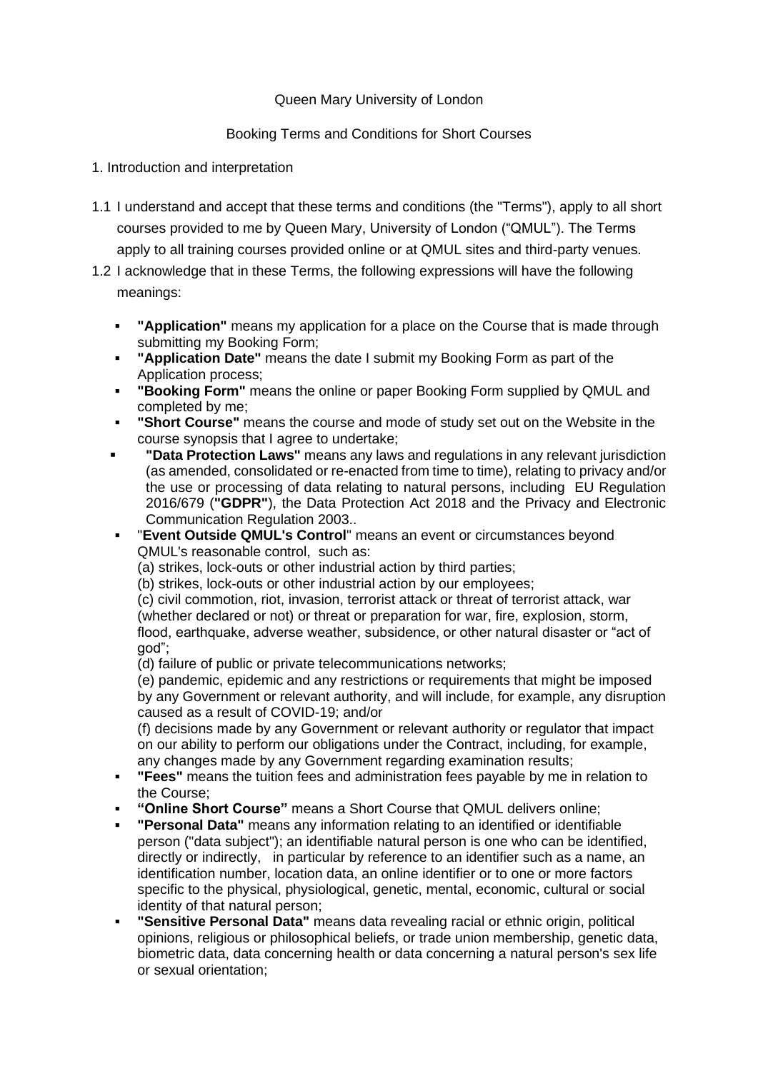Queen Mary University of London

Booking Terms and Conditions for Short Courses

1. Introduction and interpretation

1.1 I understand and accept that these terms and conditions (the "Terms"), apply to all short courses provided to me by Queen Mary, University of London ("QMUL"). The Terms apply to all training courses provided online or at QMUL sites and third-party venues.

1.2 I acknowledge that in these Terms, the following expressions will have the following meanings:

- **"Application"** means my application for a place on the Course that is made through submitting my Booking Form;
- **"Application Date"** means the date I submit my Booking Form as part of the Application process;
- **"Booking Form"** means the online or paper Booking Form supplied by QMUL and completed by me;
- **"Short Course"** means the course and mode of study set out on the Website in the course synopsis that I agree to undertake;
- **"Data Protection Laws"** means any laws and regulations in any relevant jurisdiction (as amended, consolidated or re-enacted from time to time), relating to privacy and/or the use or processing of data relating to natural persons, including EU Regulation 2016/679 (**"GDPR"**), the Data Protection Act 2018 and the Privacy and Electronic Communication Regulation 2003..
- "**Event Outside QMUL's Control**" means an event or circumstances beyond QMUL's reasonable control, such as:
  (a) strikes, lock-outs or other industrial action by third parties;
  (b) strikes, lock-outs or other industrial action by our employees;
  (c) civil commotion, riot, invasion, terrorist attack or threat of terrorist attack, war (whether declared or not) or threat or preparation for war, fire, explosion, storm, flood, earthquake, adverse weather, subsidence, or other natural disaster or "act of god";
  (d) failure of public or private telecommunications networks;
  (e) pandemic, epidemic and any restrictions or requirements that might be imposed by any Government or relevant authority, and will include, for example, any disruption caused as a result of COVID-19; and/or
  (f) decisions made by any Government or relevant authority or regulator that impact on our ability to perform our obligations under the Contract, including, for example, any changes made by any Government regarding examination results;
- **"Fees"** means the tuition fees and administration fees payable by me in relation to the Course;
- **"Online Short Course"** means a Short Course that QMUL delivers online;
- **"Personal Data"** means any information relating to an identified or identifiable person ("data subject"); an identifiable natural person is one who can be identified, directly or indirectly, in particular by reference to an identifier such as a name, an identification number, location data, an online identifier or to one or more factors specific to the physical, physiological, genetic, mental, economic, cultural or social identity of that natural person;
- **"Sensitive Personal Data"** means data revealing racial or ethnic origin, political opinions, religious or philosophical beliefs, or trade union membership, genetic data, biometric data, data concerning health or data concerning a natural person's sex life or sexual orientation;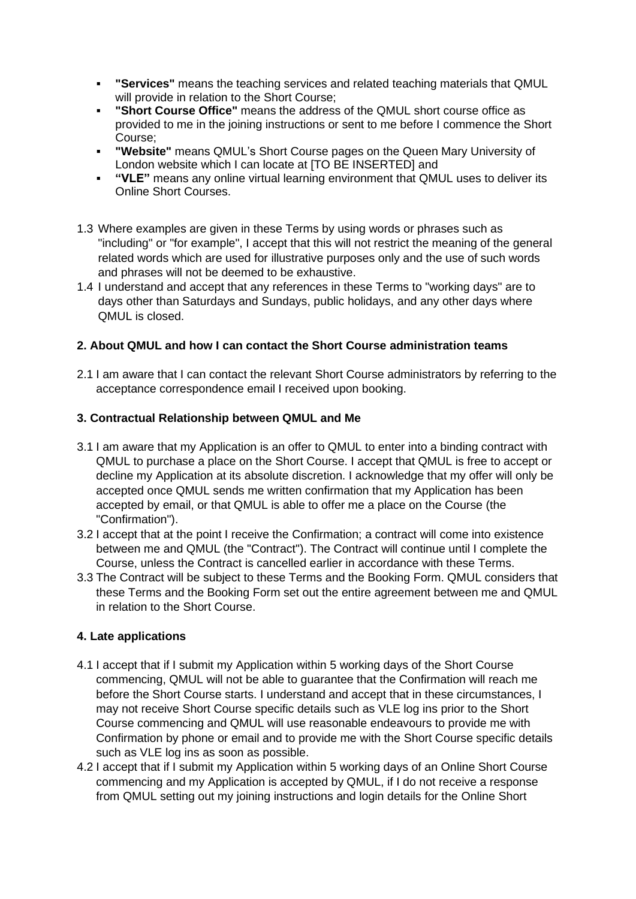- **"Services"** means the teaching services and related teaching materials that QMUL will provide in relation to the Short Course;
- **"Short Course Office"** means the address of the QMUL short course office as provided to me in the joining instructions or sent to me before I commence the Short Course;
- **"Website"** means QMUL's Short Course pages on the Queen Mary University of London website which I can locate at [TO BE INSERTED] and
- **"VLE"** means any online virtual learning environment that QMUL uses to deliver its Online Short Courses.

1.3 Where examples are given in these Terms by using words or phrases such as "including" or "for example", I accept that this will not restrict the meaning of the general related words which are used for illustrative purposes only and the use of such words and phrases will not be deemed to be exhaustive.

1.4 I understand and accept that any references in these Terms to "working days" are to days other than Saturdays and Sundays, public holidays, and any other days where QMUL is closed.

## 2. About QMUL and how I can contact the Short Course administration teams

2.1 I am aware that I can contact the relevant Short Course administrators by referring to the acceptance correspondence email I received upon booking.

## 3. Contractual Relationship between QMUL and Me

3.1 I am aware that my Application is an offer to QMUL to enter into a binding contract with QMUL to purchase a place on the Short Course. I accept that QMUL is free to accept or decline my Application at its absolute discretion. I acknowledge that my offer will only be accepted once QMUL sends me written confirmation that my Application has been accepted by email, or that QMUL is able to offer me a place on the Course (the "Confirmation").

3.2 I accept that at the point I receive the Confirmation; a contract will come into existence between me and QMUL (the "Contract"). The Contract will continue until I complete the Course, unless the Contract is cancelled earlier in accordance with these Terms.

3.3 The Contract will be subject to these Terms and the Booking Form. QMUL considers that these Terms and the Booking Form set out the entire agreement between me and QMUL in relation to the Short Course.

## 4. Late applications

4.1 I accept that if I submit my Application within 5 working days of the Short Course commencing, QMUL will not be able to guarantee that the Confirmation will reach me before the Short Course starts. I understand and accept that in these circumstances, I may not receive Short Course specific details such as VLE log ins prior to the Short Course commencing and QMUL will use reasonable endeavours to provide me with Confirmation by phone or email and to provide me with the Short Course specific details such as VLE log ins as soon as possible.

4.2 I accept that if I submit my Application within 5 working days of an Online Short Course commencing and my Application is accepted by QMUL, if I do not receive a response from QMUL setting out my joining instructions and login details for the Online Short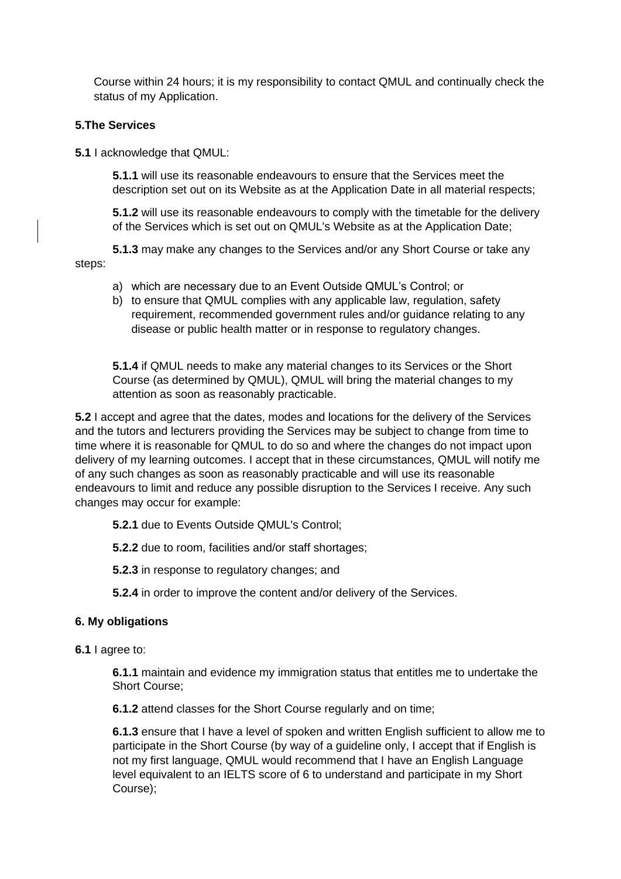Course within 24 hours; it is my responsibility to contact QMUL and continually check the status of my Application.

**5.The Services**

**5.1** I acknowledge that QMUL:

**5.1.1** will use its reasonable endeavours to ensure that the Services meet the description set out on its Website as at the Application Date in all material respects;

**5.1.2** will use its reasonable endeavours to comply with the timetable for the delivery of the Services which is set out on QMUL's Website as at the Application Date;

**5.1.3** may make any changes to the Services and/or any Short Course or take any steps:

a) which are necessary due to an Event Outside QMUL's Control; or
b) to ensure that QMUL complies with any applicable law, regulation, safety requirement, recommended government rules and/or guidance relating to any disease or public health matter or in response to regulatory changes.

**5.1.4** if QMUL needs to make any material changes to its Services or the Short Course (as determined by QMUL), QMUL will bring the material changes to my attention as soon as reasonably practicable.

**5.2** I accept and agree that the dates, modes and locations for the delivery of the Services and the tutors and lecturers providing the Services may be subject to change from time to time where it is reasonable for QMUL to do so and where the changes do not impact upon delivery of my learning outcomes. I accept that in these circumstances, QMUL will notify me of any such changes as soon as reasonably practicable and will use its reasonable endeavours to limit and reduce any possible disruption to the Services I receive. Any such changes may occur for example:

**5.2.1** due to Events Outside QMUL's Control;

**5.2.2** due to room, facilities and/or staff shortages;

**5.2.3** in response to regulatory changes; and

**5.2.4** in order to improve the content and/or delivery of the Services.

**6. My obligations**

**6.1** I agree to:

**6.1.1** maintain and evidence my immigration status that entitles me to undertake the Short Course;

**6.1.2** attend classes for the Short Course regularly and on time;

**6.1.3** ensure that I have a level of spoken and written English sufficient to allow me to participate in the Short Course (by way of a guideline only, I accept that if English is not my first language, QMUL would recommend that I have an English Language level equivalent to an IELTS score of 6 to understand and participate in my Short Course);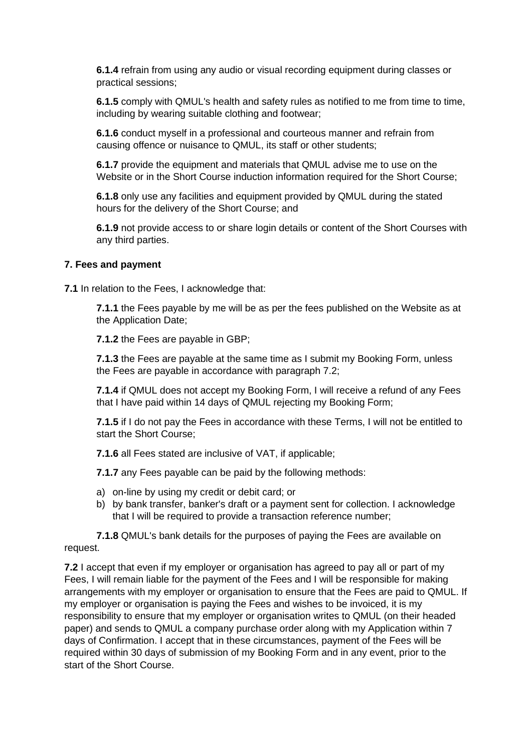**6.1.4** refrain from using any audio or visual recording equipment during classes or practical sessions;

**6.1.5** comply with QMUL's health and safety rules as notified to me from time to time, including by wearing suitable clothing and footwear;

**6.1.6** conduct myself in a professional and courteous manner and refrain from causing offence or nuisance to QMUL, its staff or other students;

**6.1.7** provide the equipment and materials that QMUL advise me to use on the Website or in the Short Course induction information required for the Short Course;

**6.1.8** only use any facilities and equipment provided by QMUL during the stated hours for the delivery of the Short Course; and

**6.1.9** not provide access to or share login details or content of the Short Courses with any third parties.

**7. Fees and payment**

**7.1** In relation to the Fees, I acknowledge that:

**7.1.1** the Fees payable by me will be as per the fees published on the Website as at the Application Date;

**7.1.2** the Fees are payable in GBP;

**7.1.3** the Fees are payable at the same time as I submit my Booking Form, unless the Fees are payable in accordance with paragraph 7.2;

**7.1.4** if QMUL does not accept my Booking Form, I will receive a refund of any Fees that I have paid within 14 days of QMUL rejecting my Booking Form;

**7.1.5** if I do not pay the Fees in accordance with these Terms, I will not be entitled to start the Short Course;

**7.1.6** all Fees stated are inclusive of VAT, if applicable;

**7.1.7** any Fees payable can be paid by the following methods:

a) on-line by using my credit or debit card; or
b) by bank transfer, banker's draft or a payment sent for collection. I acknowledge that I will be required to provide a transaction reference number;

**7.1.8** QMUL's bank details for the purposes of paying the Fees are available on request.

**7.2** I accept that even if my employer or organisation has agreed to pay all or part of my Fees, I will remain liable for the payment of the Fees and I will be responsible for making arrangements with my employer or organisation to ensure that the Fees are paid to QMUL. If my employer or organisation is paying the Fees and wishes to be invoiced, it is my responsibility to ensure that my employer or organisation writes to QMUL (on their headed paper) and sends to QMUL a company purchase order along with my Application within 7 days of Confirmation. I accept that in these circumstances, payment of the Fees will be required within 30 days of submission of my Booking Form and in any event, prior to the start of the Short Course.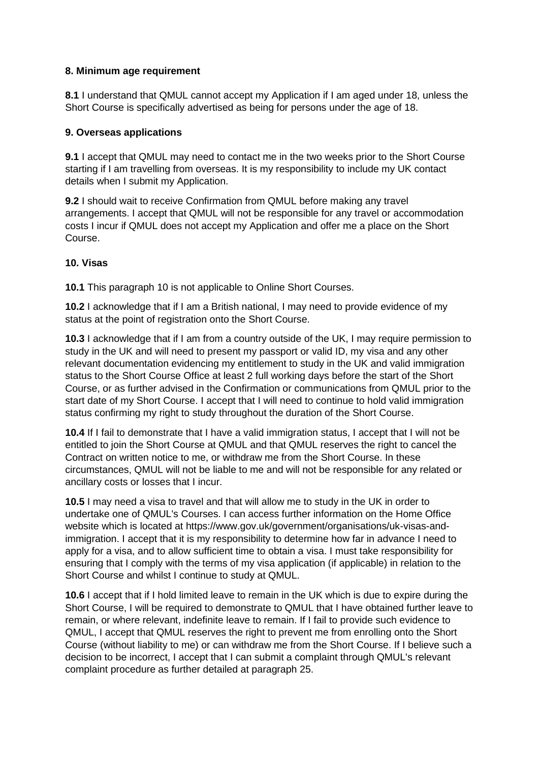**8. Minimum age requirement**

**8.1** I understand that QMUL cannot accept my Application if I am aged under 18, unless the Short Course is specifically advertised as being for persons under the age of 18.

**9. Overseas applications**

**9.1** I accept that QMUL may need to contact me in the two weeks prior to the Short Course starting if I am travelling from overseas. It is my responsibility to include my UK contact details when I submit my Application.

**9.2** I should wait to receive Confirmation from QMUL before making any travel arrangements. I accept that QMUL will not be responsible for any travel or accommodation costs I incur if QMUL does not accept my Application and offer me a place on the Short Course.

**10. Visas**

**10.1** This paragraph 10 is not applicable to Online Short Courses.

**10.2** I acknowledge that if I am a British national, I may need to provide evidence of my status at the point of registration onto the Short Course.

**10.3** I acknowledge that if I am from a country outside of the UK, I may require permission to study in the UK and will need to present my passport or valid ID, my visa and any other relevant documentation evidencing my entitlement to study in the UK and valid immigration status to the Short Course Office at least 2 full working days before the start of the Short Course, or as further advised in the Confirmation or communications from QMUL prior to the start date of my Short Course. I accept that I will need to continue to hold valid immigration status confirming my right to study throughout the duration of the Short Course.

**10.4** If I fail to demonstrate that I have a valid immigration status, I accept that I will not be entitled to join the Short Course at QMUL and that QMUL reserves the right to cancel the Contract on written notice to me, or withdraw me from the Short Course. In these circumstances, QMUL will not be liable to me and will not be responsible for any related or ancillary costs or losses that I incur.

**10.5** I may need a visa to travel and that will allow me to study in the UK in order to undertake one of QMUL's Courses. I can access further information on the Home Office website which is located at https://www.gov.uk/government/organisations/uk-visas-and-immigration. I accept that it is my responsibility to determine how far in advance I need to apply for a visa, and to allow sufficient time to obtain a visa. I must take responsibility for ensuring that I comply with the terms of my visa application (if applicable) in relation to the Short Course and whilst I continue to study at QMUL.

**10.6** I accept that if I hold limited leave to remain in the UK which is due to expire during the Short Course, I will be required to demonstrate to QMUL that I have obtained further leave to remain, or where relevant, indefinite leave to remain. If I fail to provide such evidence to QMUL, I accept that QMUL reserves the right to prevent me from enrolling onto the Short Course (without liability to me) or can withdraw me from the Short Course. If I believe such a decision to be incorrect, I accept that I can submit a complaint through QMUL's relevant complaint procedure as further detailed at paragraph 25.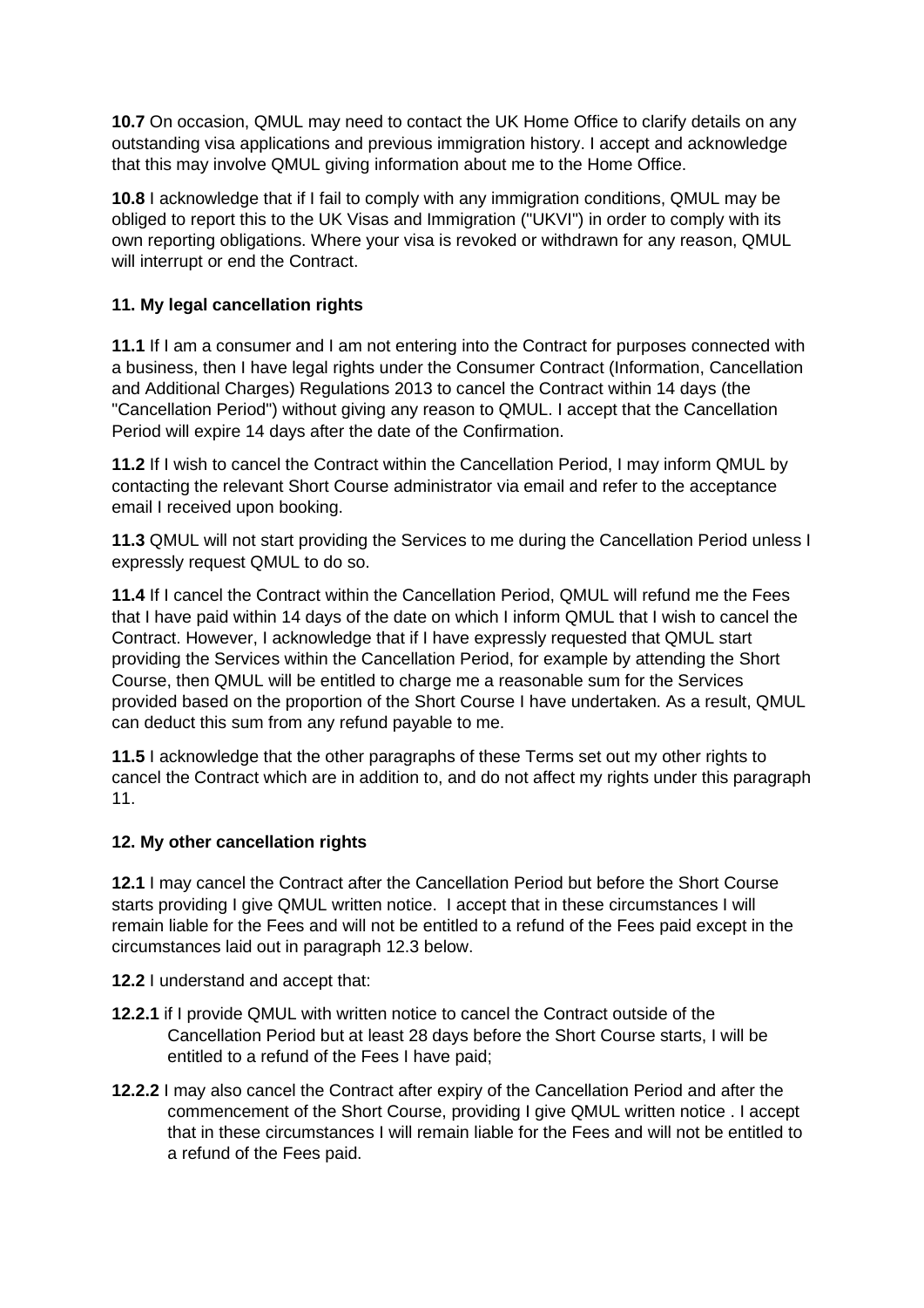**10.7** On occasion, QMUL may need to contact the UK Home Office to clarify details on any outstanding visa applications and previous immigration history. I accept and acknowledge that this may involve QMUL giving information about me to the Home Office.

**10.8** I acknowledge that if I fail to comply with any immigration conditions, QMUL may be obliged to report this to the UK Visas and Immigration ("UKVI") in order to comply with its own reporting obligations. Where your visa is revoked or withdrawn for any reason, QMUL will interrupt or end the Contract.

## 11. My legal cancellation rights

**11.1** If I am a consumer and I am not entering into the Contract for purposes connected with a business, then I have legal rights under the Consumer Contract (Information, Cancellation and Additional Charges) Regulations 2013 to cancel the Contract within 14 days (the "Cancellation Period") without giving any reason to QMUL. I accept that the Cancellation Period will expire 14 days after the date of the Confirmation.

**11.2** If I wish to cancel the Contract within the Cancellation Period, I may inform QMUL by contacting the relevant Short Course administrator via email and refer to the acceptance email I received upon booking.

**11.3** QMUL will not start providing the Services to me during the Cancellation Period unless I expressly request QMUL to do so.

**11.4** If I cancel the Contract within the Cancellation Period, QMUL will refund me the Fees that I have paid within 14 days of the date on which I inform QMUL that I wish to cancel the Contract. However, I acknowledge that if I have expressly requested that QMUL start providing the Services within the Cancellation Period, for example by attending the Short Course, then QMUL will be entitled to charge me a reasonable sum for the Services provided based on the proportion of the Short Course I have undertaken. As a result, QMUL can deduct this sum from any refund payable to me.

**11.5** I acknowledge that the other paragraphs of these Terms set out my other rights to cancel the Contract which are in addition to, and do not affect my rights under this paragraph 11.

## 12. My other cancellation rights

**12.1** I may cancel the Contract after the Cancellation Period but before the Short Course starts providing I give QMUL written notice. I accept that in these circumstances I will remain liable for the Fees and will not be entitled to a refund of the Fees paid except in the circumstances laid out in paragraph 12.3 below.

**12.2** I understand and accept that:

**12.2.1** if I provide QMUL with written notice to cancel the Contract outside of the Cancellation Period but at least 28 days before the Short Course starts, I will be entitled to a refund of the Fees I have paid;

**12.2.2** I may also cancel the Contract after expiry of the Cancellation Period and after the commencement of the Short Course, providing I give QMUL written notice . I accept that in these circumstances I will remain liable for the Fees and will not be entitled to a refund of the Fees paid.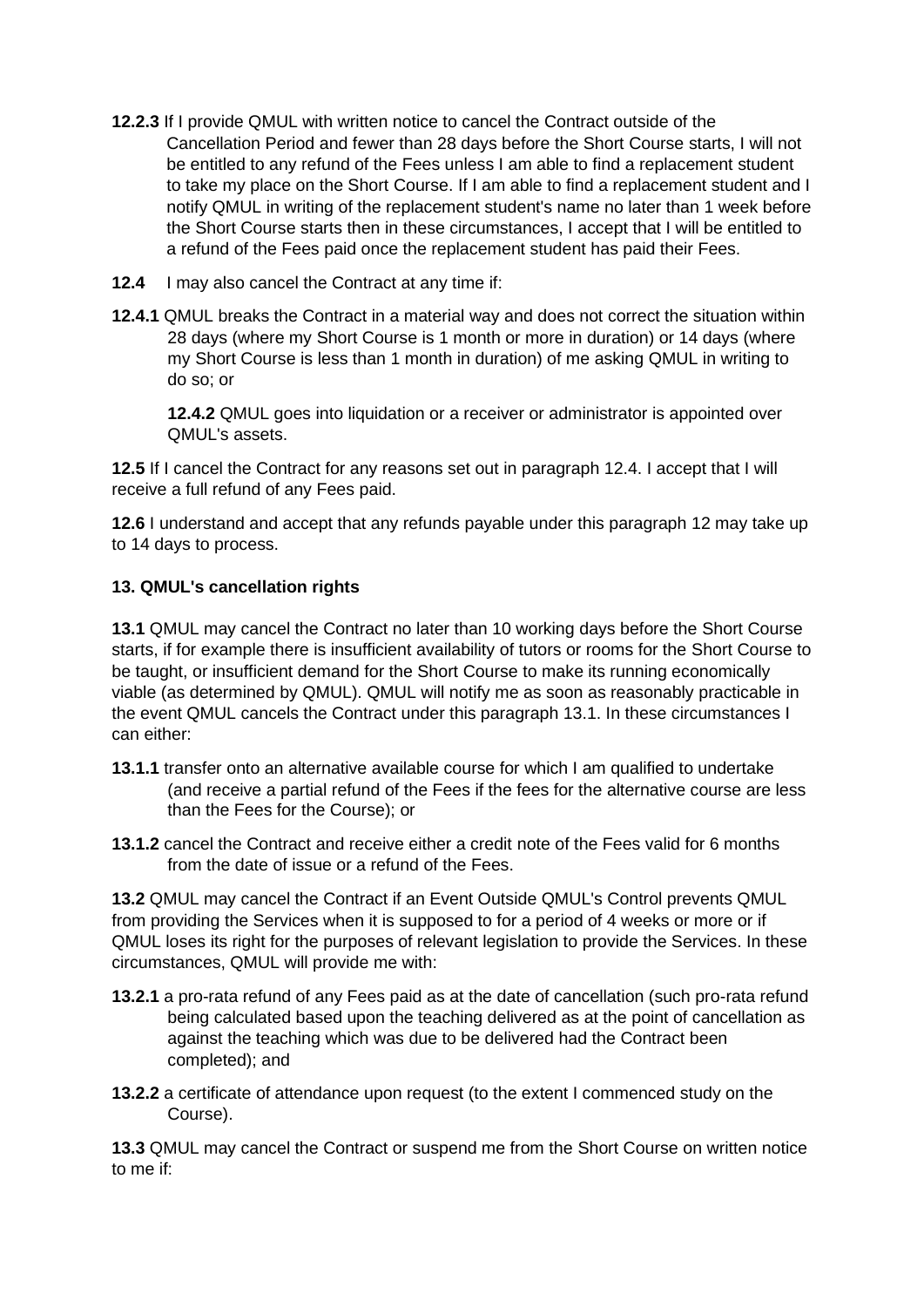**12.2.3** If I provide QMUL with written notice to cancel the Contract outside of the Cancellation Period and fewer than 28 days before the Short Course starts, I will not be entitled to any refund of the Fees unless I am able to find a replacement student to take my place on the Short Course. If I am able to find a replacement student and I notify QMUL in writing of the replacement student's name no later than 1 week before the Short Course starts then in these circumstances, I accept that I will be entitled to a refund of the Fees paid once the replacement student has paid their Fees.

**12.4** I may also cancel the Contract at any time if:

**12.4.1** QMUL breaks the Contract in a material way and does not correct the situation within 28 days (where my Short Course is 1 month or more in duration) or 14 days (where my Short Course is less than 1 month in duration) of me asking QMUL in writing to do so; or

**12.4.2** QMUL goes into liquidation or a receiver or administrator is appointed over QMUL's assets.

**12.5** If I cancel the Contract for any reasons set out in paragraph 12.4. I accept that I will receive a full refund of any Fees paid.

**12.6** I understand and accept that any refunds payable under this paragraph 12 may take up to 14 days to process.

**13. QMUL's cancellation rights**

**13.1** QMUL may cancel the Contract no later than 10 working days before the Short Course starts, if for example there is insufficient availability of tutors or rooms for the Short Course to be taught, or insufficient demand for the Short Course to make its running economically viable (as determined by QMUL). QMUL will notify me as soon as reasonably practicable in the event QMUL cancels the Contract under this paragraph 13.1. In these circumstances I can either:

**13.1.1** transfer onto an alternative available course for which I am qualified to undertake (and receive a partial refund of the Fees if the fees for the alternative course are less than the Fees for the Course); or

**13.1.2** cancel the Contract and receive either a credit note of the Fees valid for 6 months from the date of issue or a refund of the Fees.

**13.2** QMUL may cancel the Contract if an Event Outside QMUL's Control prevents QMUL from providing the Services when it is supposed to for a period of 4 weeks or more or if QMUL loses its right for the purposes of relevant legislation to provide the Services. In these circumstances, QMUL will provide me with:

**13.2.1** a pro-rata refund of any Fees paid as at the date of cancellation (such pro-rata refund being calculated based upon the teaching delivered as at the point of cancellation as against the teaching which was due to be delivered had the Contract been completed); and

**13.2.2** a certificate of attendance upon request (to the extent I commenced study on the Course).

**13.3** QMUL may cancel the Contract or suspend me from the Short Course on written notice to me if: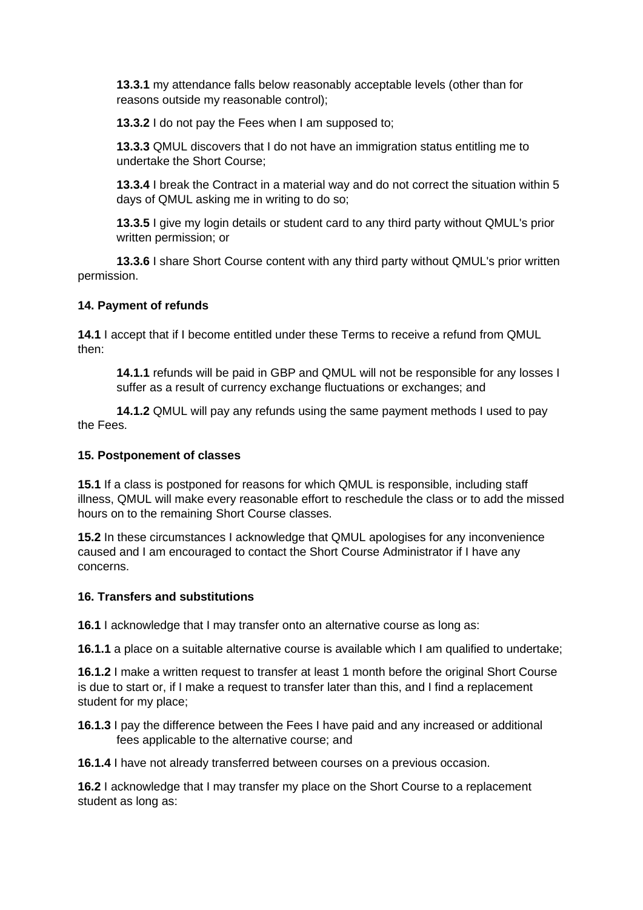**13.3.1** my attendance falls below reasonably acceptable levels (other than for reasons outside my reasonable control);

**13.3.2** I do not pay the Fees when I am supposed to;

**13.3.3** QMUL discovers that I do not have an immigration status entitling me to undertake the Short Course;

**13.3.4** I break the Contract in a material way and do not correct the situation within 5 days of QMUL asking me in writing to do so;

**13.3.5** I give my login details or student card to any third party without QMUL's prior written permission; or

**13.3.6** I share Short Course content with any third party without QMUL's prior written permission.

**14. Payment of refunds**

**14.1** I accept that if I become entitled under these Terms to receive a refund from QMUL then:

**14.1.1** refunds will be paid in GBP and QMUL will not be responsible for any losses I suffer as a result of currency exchange fluctuations or exchanges; and

**14.1.2** QMUL will pay any refunds using the same payment methods I used to pay the Fees.

**15. Postponement of classes**

**15.1** If a class is postponed for reasons for which QMUL is responsible, including staff illness, QMUL will make every reasonable effort to reschedule the class or to add the missed hours on to the remaining Short Course classes.

**15.2** In these circumstances I acknowledge that QMUL apologises for any inconvenience caused and I am encouraged to contact the Short Course Administrator if I have any concerns.

**16. Transfers and substitutions**

**16.1** I acknowledge that I may transfer onto an alternative course as long as:

**16.1.1** a place on a suitable alternative course is available which I am qualified to undertake;

**16.1.2** I make a written request to transfer at least 1 month before the original Short Course is due to start or, if I make a request to transfer later than this, and I find a replacement student for my place;

**16.1.3** I pay the difference between the Fees I have paid and any increased or additional fees applicable to the alternative course; and

**16.1.4** I have not already transferred between courses on a previous occasion.

**16.2** I acknowledge that I may transfer my place on the Short Course to a replacement student as long as: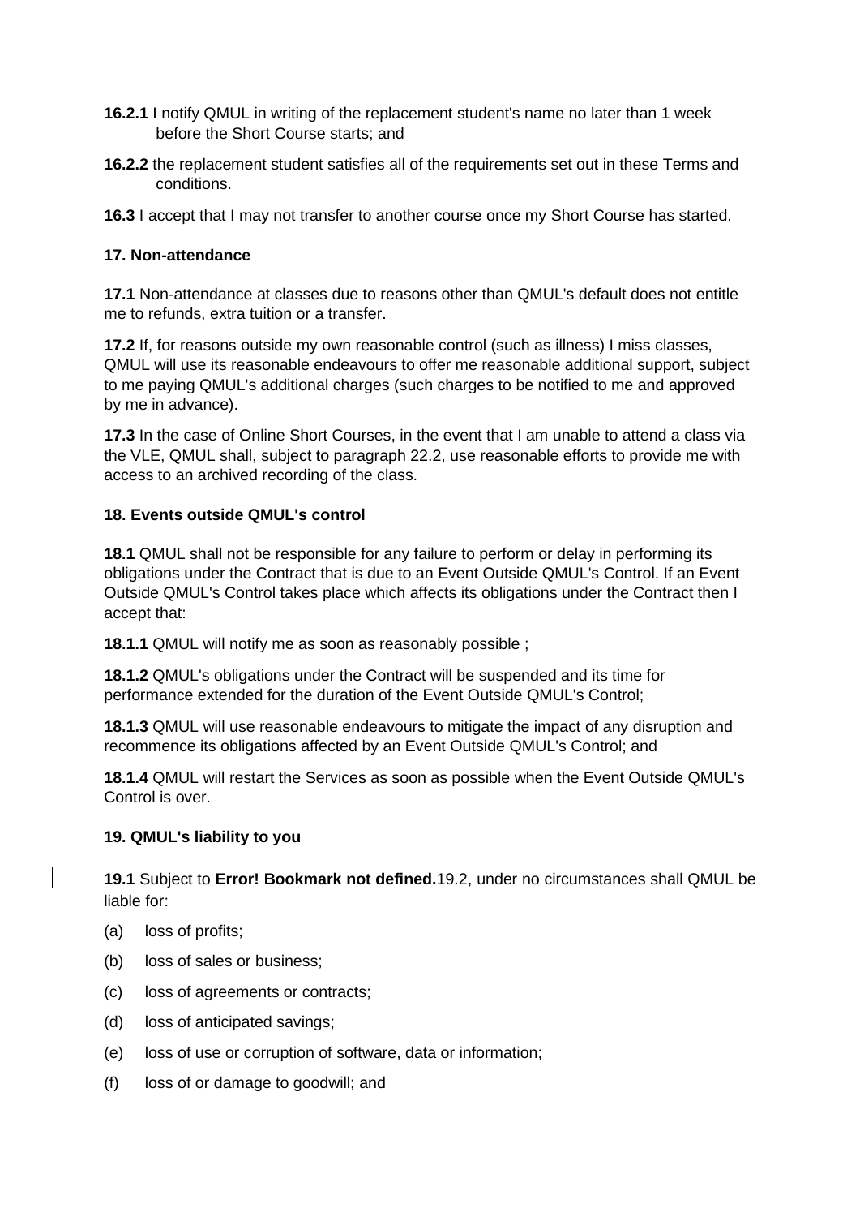**16.2.1** I notify QMUL in writing of the replacement student's name no later than 1 week before the Short Course starts; and

**16.2.2** the replacement student satisfies all of the requirements set out in these Terms and conditions.

**16.3** I accept that I may not transfer to another course once my Short Course has started.

**17. Non-attendance**

**17.1** Non-attendance at classes due to reasons other than QMUL's default does not entitle me to refunds, extra tuition or a transfer.

**17.2** If, for reasons outside my own reasonable control (such as illness) I miss classes, QMUL will use its reasonable endeavours to offer me reasonable additional support, subject to me paying QMUL's additional charges (such charges to be notified to me and approved by me in advance).

**17.3** In the case of Online Short Courses, in the event that I am unable to attend a class via the VLE, QMUL shall, subject to paragraph 22.2, use reasonable efforts to provide me with access to an archived recording of the class.

**18. Events outside QMUL's control**

**18.1** QMUL shall not be responsible for any failure to perform or delay in performing its obligations under the Contract that is due to an Event Outside QMUL's Control. If an Event Outside QMUL's Control takes place which affects its obligations under the Contract then I accept that:

**18.1.1** QMUL will notify me as soon as reasonably possible ;

**18.1.2** QMUL's obligations under the Contract will be suspended and its time for performance extended for the duration of the Event Outside QMUL's Control;

**18.1.3** QMUL will use reasonable endeavours to mitigate the impact of any disruption and recommence its obligations affected by an Event Outside QMUL's Control; and

**18.1.4** QMUL will restart the Services as soon as possible when the Event Outside QMUL's Control is over.

**19. QMUL's liability to you**

**19.1** Subject to **Error! Bookmark not defined.**19.2, under no circumstances shall QMUL be liable for:

(a) loss of profits;

(b) loss of sales or business;

(c) loss of agreements or contracts;

(d) loss of anticipated savings;

(e) loss of use or corruption of software, data or information;

(f) loss of or damage to goodwill; and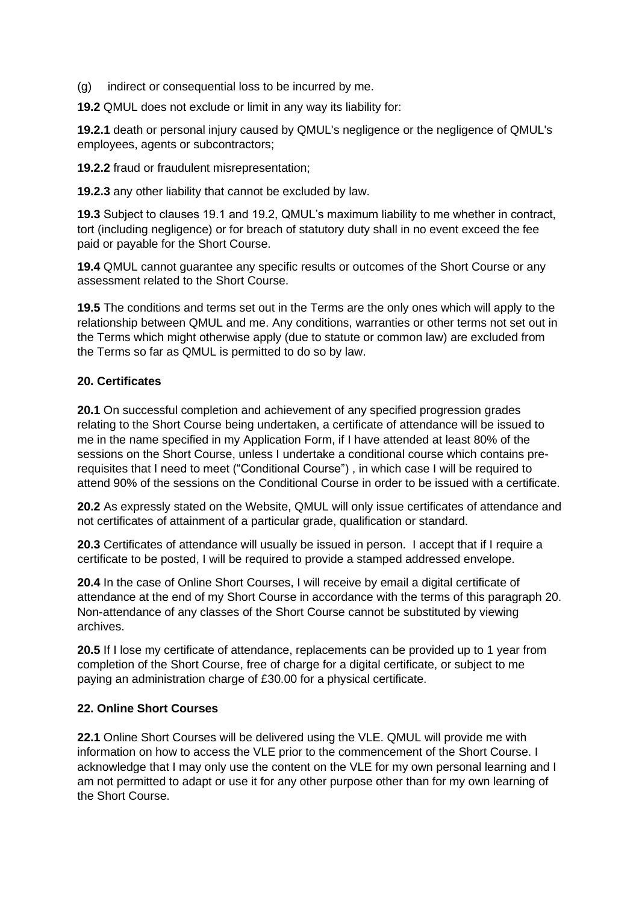(g) indirect or consequential loss to be incurred by me.

**19.2** QMUL does not exclude or limit in any way its liability for:

**19.2.1** death or personal injury caused by QMUL's negligence or the negligence of QMUL's employees, agents or subcontractors;

**19.2.2** fraud or fraudulent misrepresentation;

**19.2.3** any other liability that cannot be excluded by law.

**19.3** Subject to clauses 19.1 and 19.2, QMUL's maximum liability to me whether in contract, tort (including negligence) or for breach of statutory duty shall in no event exceed the fee paid or payable for the Short Course.

**19.4** QMUL cannot guarantee any specific results or outcomes of the Short Course or any assessment related to the Short Course.

**19.5** The conditions and terms set out in the Terms are the only ones which will apply to the relationship between QMUL and me. Any conditions, warranties or other terms not set out in the Terms which might otherwise apply (due to statute or common law) are excluded from the Terms so far as QMUL is permitted to do so by law.

**20. Certificates**

**20.1** On successful completion and achievement of any specified progression grades relating to the Short Course being undertaken, a certificate of attendance will be issued to me in the name specified in my Application Form, if I have attended at least 80% of the sessions on the Short Course, unless I undertake a conditional course which contains pre-requisites that I need to meet ("Conditional Course") , in which case I will be required to attend 90% of the sessions on the Conditional Course in order to be issued with a certificate.

**20.2** As expressly stated on the Website, QMUL will only issue certificates of attendance and not certificates of attainment of a particular grade, qualification or standard.

**20.3** Certificates of attendance will usually be issued in person. I accept that if I require a certificate to be posted, I will be required to provide a stamped addressed envelope.

**20.4** In the case of Online Short Courses, I will receive by email a digital certificate of attendance at the end of my Short Course in accordance with the terms of this paragraph 20. Non-attendance of any classes of the Short Course cannot be substituted by viewing archives.

**20.5** If I lose my certificate of attendance, replacements can be provided up to 1 year from completion of the Short Course, free of charge for a digital certificate, or subject to me paying an administration charge of £30.00 for a physical certificate.

**22. Online Short Courses**

**22.1** Online Short Courses will be delivered using the VLE. QMUL will provide me with information on how to access the VLE prior to the commencement of the Short Course. I acknowledge that I may only use the content on the VLE for my own personal learning and I am not permitted to adapt or use it for any other purpose other than for my own learning of the Short Course.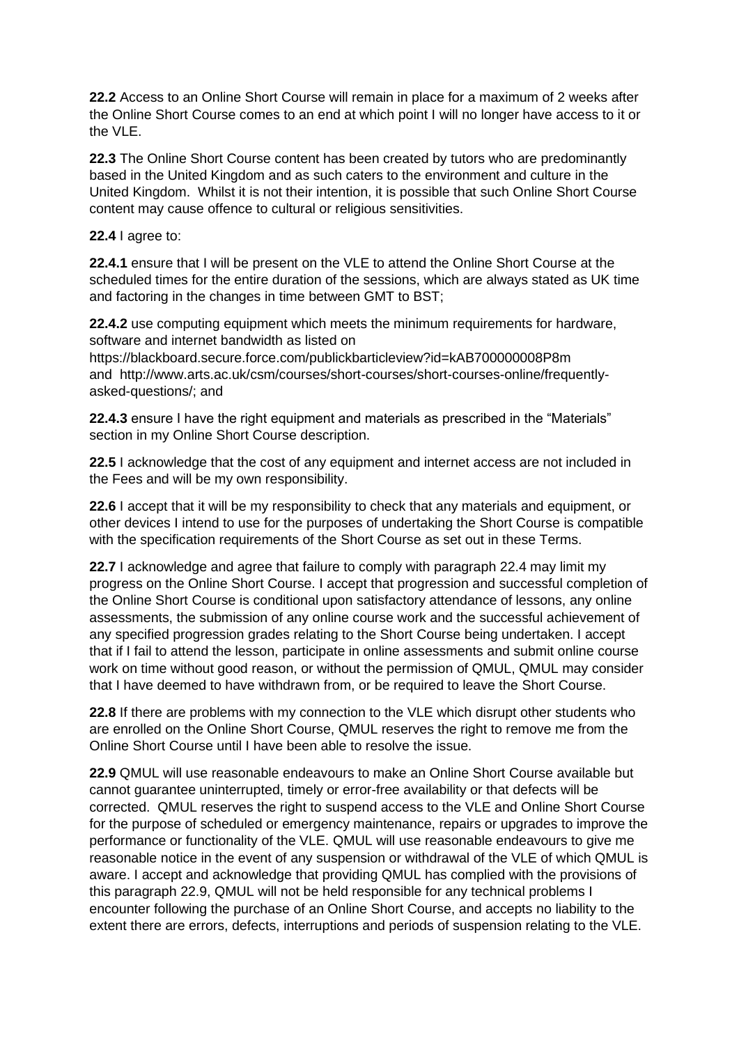**22.2** Access to an Online Short Course will remain in place for a maximum of 2 weeks after the Online Short Course comes to an end at which point I will no longer have access to it or the VLE.

**22.3** The Online Short Course content has been created by tutors who are predominantly based in the United Kingdom and as such caters to the environment and culture in the United Kingdom. Whilst it is not their intention, it is possible that such Online Short Course content may cause offence to cultural or religious sensitivities.

**22.4** I agree to:

**22.4.1** ensure that I will be present on the VLE to attend the Online Short Course at the scheduled times for the entire duration of the sessions, which are always stated as UK time and factoring in the changes in time between GMT to BST;

**22.4.2** use computing equipment which meets the minimum requirements for hardware, software and internet bandwidth as listed on https://blackboard.secure.force.com/publickbarticleview?id=kAB700000008P8m and http://www.arts.ac.uk/csm/courses/short-courses/short-courses-online/frequently-asked-questions/; and

**22.4.3** ensure I have the right equipment and materials as prescribed in the "Materials" section in my Online Short Course description.

**22.5** I acknowledge that the cost of any equipment and internet access are not included in the Fees and will be my own responsibility.

**22.6** I accept that it will be my responsibility to check that any materials and equipment, or other devices I intend to use for the purposes of undertaking the Short Course is compatible with the specification requirements of the Short Course as set out in these Terms.

**22.7** I acknowledge and agree that failure to comply with paragraph 22.4 may limit my progress on the Online Short Course. I accept that progression and successful completion of the Online Short Course is conditional upon satisfactory attendance of lessons, any online assessments, the submission of any online course work and the successful achievement of any specified progression grades relating to the Short Course being undertaken. I accept that if I fail to attend the lesson, participate in online assessments and submit online course work on time without good reason, or without the permission of QMUL, QMUL may consider that I have deemed to have withdrawn from, or be required to leave the Short Course.

**22.8** If there are problems with my connection to the VLE which disrupt other students who are enrolled on the Online Short Course, QMUL reserves the right to remove me from the Online Short Course until I have been able to resolve the issue.

**22.9** QMUL will use reasonable endeavours to make an Online Short Course available but cannot guarantee uninterrupted, timely or error-free availability or that defects will be corrected. QMUL reserves the right to suspend access to the VLE and Online Short Course for the purpose of scheduled or emergency maintenance, repairs or upgrades to improve the performance or functionality of the VLE. QMUL will use reasonable endeavours to give me reasonable notice in the event of any suspension or withdrawal of the VLE of which QMUL is aware. I accept and acknowledge that providing QMUL has complied with the provisions of this paragraph 22.9, QMUL will not be held responsible for any technical problems I encounter following the purchase of an Online Short Course, and accepts no liability to the extent there are errors, defects, interruptions and periods of suspension relating to the VLE.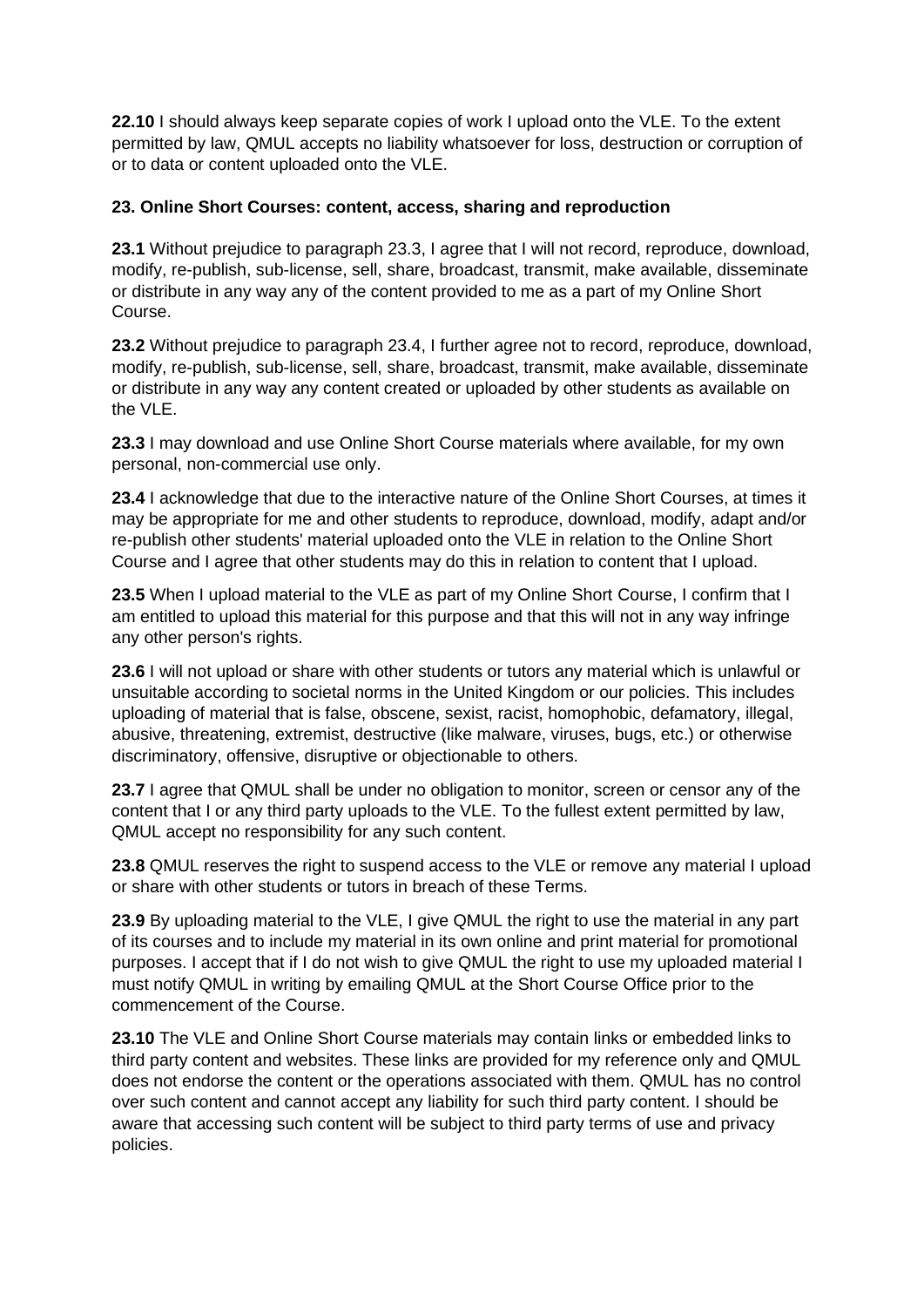**22.10** I should always keep separate copies of work I upload onto the VLE. To the extent permitted by law, QMUL accepts no liability whatsoever for loss, destruction or corruption of or to data or content uploaded onto the VLE.

### 23. Online Short Courses: content, access, sharing and reproduction

**23.1** Without prejudice to paragraph 23.3, I agree that I will not record, reproduce, download, modify, re-publish, sub-license, sell, share, broadcast, transmit, make available, disseminate or distribute in any way any of the content provided to me as a part of my Online Short Course.

**23.2** Without prejudice to paragraph 23.4, I further agree not to record, reproduce, download, modify, re-publish, sub-license, sell, share, broadcast, transmit, make available, disseminate or distribute in any way any content created or uploaded by other students as available on the VLE.

**23.3** I may download and use Online Short Course materials where available, for my own personal, non-commercial use only.

**23.4** I acknowledge that due to the interactive nature of the Online Short Courses, at times it may be appropriate for me and other students to reproduce, download, modify, adapt and/or re-publish other students' material uploaded onto the VLE in relation to the Online Short Course and I agree that other students may do this in relation to content that I upload.

**23.5** When I upload material to the VLE as part of my Online Short Course, I confirm that I am entitled to upload this material for this purpose and that this will not in any way infringe any other person's rights.

**23.6** I will not upload or share with other students or tutors any material which is unlawful or unsuitable according to societal norms in the United Kingdom or our policies. This includes uploading of material that is false, obscene, sexist, racist, homophobic, defamatory, illegal, abusive, threatening, extremist, destructive (like malware, viruses, bugs, etc.) or otherwise discriminatory, offensive, disruptive or objectionable to others.

**23.7** I agree that QMUL shall be under no obligation to monitor, screen or censor any of the content that I or any third party uploads to the VLE. To the fullest extent permitted by law, QMUL accept no responsibility for any such content.

**23.8** QMUL reserves the right to suspend access to the VLE or remove any material I upload or share with other students or tutors in breach of these Terms.

**23.9** By uploading material to the VLE, I give QMUL the right to use the material in any part of its courses and to include my material in its own online and print material for promotional purposes. I accept that if I do not wish to give QMUL the right to use my uploaded material I must notify QMUL in writing by emailing QMUL at the Short Course Office prior to the commencement of the Course.

**23.10** The VLE and Online Short Course materials may contain links or embedded links to third party content and websites. These links are provided for my reference only and QMUL does not endorse the content or the operations associated with them. QMUL has no control over such content and cannot accept any liability for such third party content. I should be aware that accessing such content will be subject to third party terms of use and privacy policies.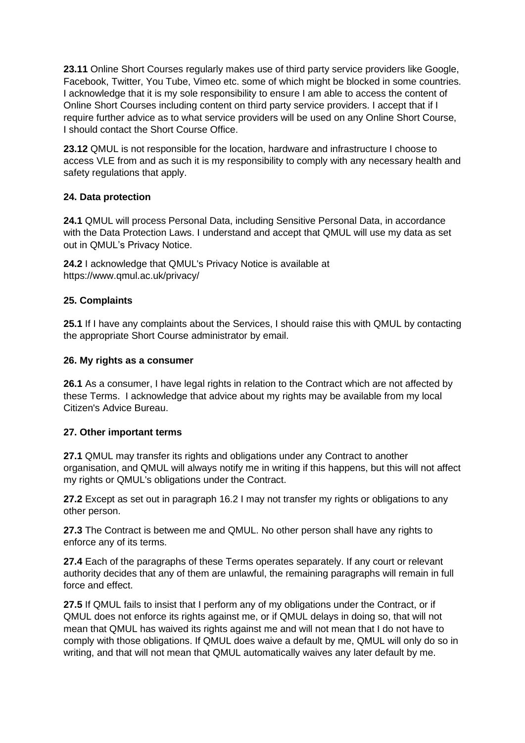**23.11** Online Short Courses regularly makes use of third party service providers like Google, Facebook, Twitter, You Tube, Vimeo etc. some of which might be blocked in some countries. I acknowledge that it is my sole responsibility to ensure I am able to access the content of Online Short Courses including content on third party service providers. I accept that if I require further advice as to what service providers will be used on any Online Short Course, I should contact the Short Course Office.

**23.12** QMUL is not responsible for the location, hardware and infrastructure I choose to access VLE from and as such it is my responsibility to comply with any necessary health and safety regulations that apply.

**24. Data protection**

**24.1** QMUL will process Personal Data, including Sensitive Personal Data, in accordance with the Data Protection Laws. I understand and accept that QMUL will use my data as set out in QMUL's Privacy Notice.

**24.2** I acknowledge that QMUL's Privacy Notice is available at https://www.qmul.ac.uk/privacy/

**25. Complaints**

**25.1** If I have any complaints about the Services, I should raise this with QMUL by contacting the appropriate Short Course administrator by email.

**26. My rights as a consumer**

**26.1** As a consumer, I have legal rights in relation to the Contract which are not affected by these Terms. I acknowledge that advice about my rights may be available from my local Citizen's Advice Bureau.

**27. Other important terms**

**27.1** QMUL may transfer its rights and obligations under any Contract to another organisation, and QMUL will always notify me in writing if this happens, but this will not affect my rights or QMUL's obligations under the Contract.

**27.2** Except as set out in paragraph 16.2 I may not transfer my rights or obligations to any other person.

**27.3** The Contract is between me and QMUL. No other person shall have any rights to enforce any of its terms.

**27.4** Each of the paragraphs of these Terms operates separately. If any court or relevant authority decides that any of them are unlawful, the remaining paragraphs will remain in full force and effect.

**27.5** If QMUL fails to insist that I perform any of my obligations under the Contract, or if QMUL does not enforce its rights against me, or if QMUL delays in doing so, that will not mean that QMUL has waived its rights against me and will not mean that I do not have to comply with those obligations. If QMUL does waive a default by me, QMUL will only do so in writing, and that will not mean that QMUL automatically waives any later default by me.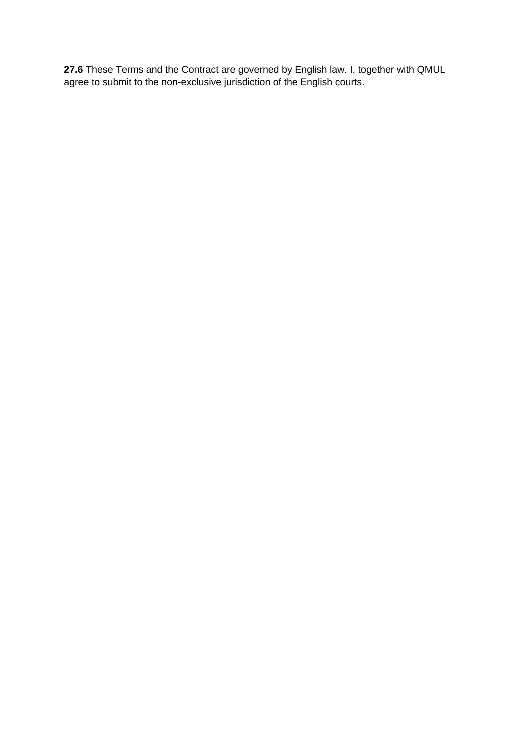**27.6** These Terms and the Contract are governed by English law. I, together with QMUL agree to submit to the non-exclusive jurisdiction of the English courts.